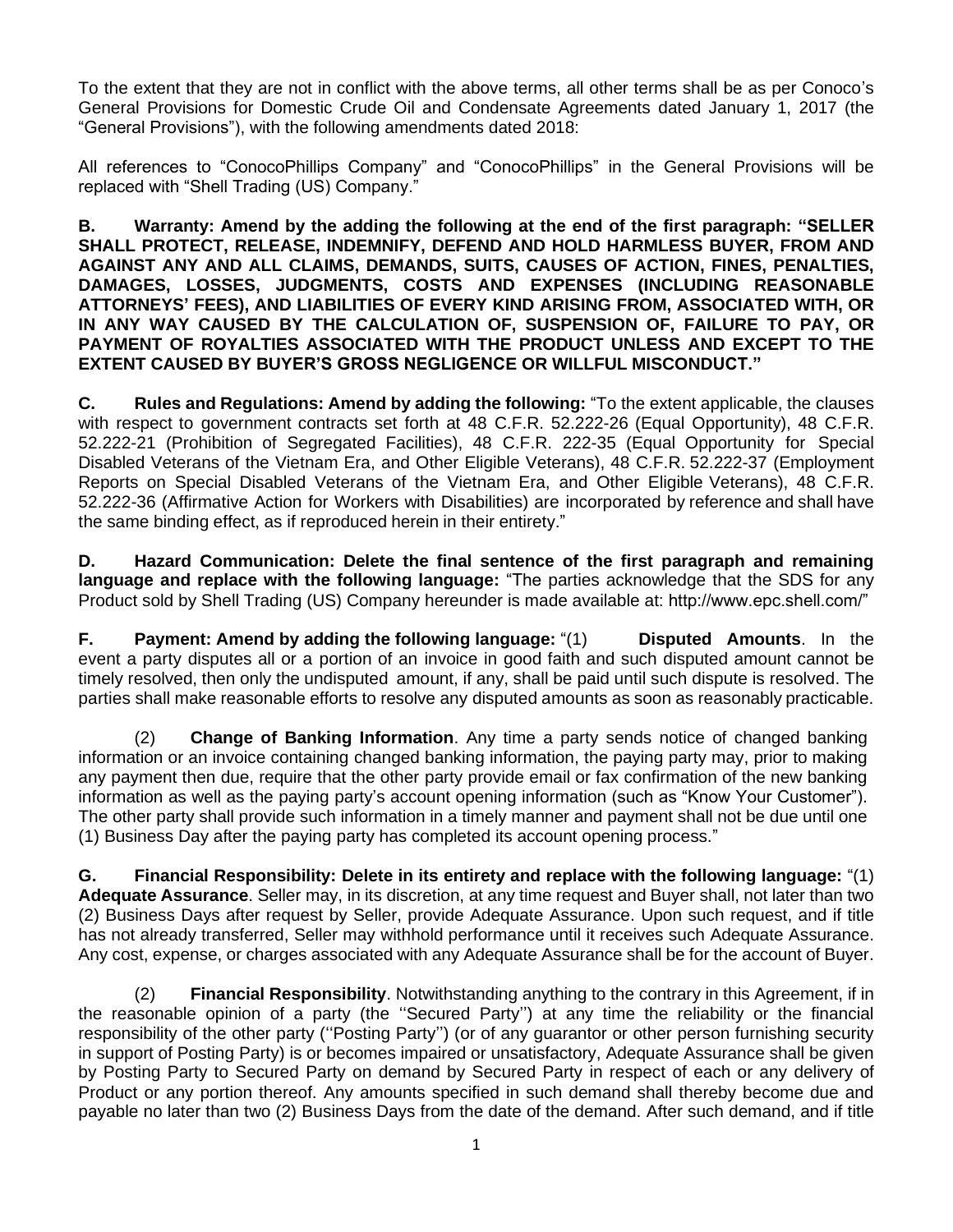To the extent that they are not in conflict with the above terms, all other terms shall be as per Conoco's General Provisions for Domestic Crude Oil and Condensate Agreements dated January 1, 2017 (the "General Provisions"), with the following amendments dated 2018:

All references to "ConocoPhillips Company" and "ConocoPhillips" in the General Provisions will be replaced with "Shell Trading (US) Company."

**B. Warranty: Amend by the adding the following at the end of the first paragraph: "SELLER SHALL PROTECT, RELEASE, INDEMNIFY, DEFEND AND HOLD HARMLESS BUYER, FROM AND AGAINST ANY AND ALL CLAIMS, DEMANDS, SUITS, CAUSES OF ACTION, FINES, PENALTIES, DAMAGES, LOSSES, JUDGMENTS, COSTS AND EXPENSES (INCLUDING REASONABLE ATTORNEYS' FEES), AND LIABILITIES OF EVERY KIND ARISING FROM, ASSOCIATED WITH, OR IN ANY WAY CAUSED BY THE CALCULATION OF, SUSPENSION OF, FAILURE TO PAY, OR PAYMENT OF ROYALTIES ASSOCIATED WITH THE PRODUCT UNLESS AND EXCEPT TO THE EXTENT CAUSED BY BUYER'S GROSS NEGLIGENCE OR WILLFUL MISCONDUCT."**

**C. Rules and Regulations: Amend by adding the following:** "To the extent applicable, the clauses with respect to government contracts set forth at 48 C.F.R. 52.222-26 (Equal Opportunity), 48 C.F.R. 52.222-21 (Prohibition of Segregated Facilities), 48 C.F.R. 222-35 (Equal Opportunity for Special Disabled Veterans of the Vietnam Era, and Other Eligible Veterans), 48 C.F.R. 52.222-37 (Employment Reports on Special Disabled Veterans of the Vietnam Era, and Other Eligible Veterans), 48 C.F.R. 52.222-36 (Affirmative Action for Workers with Disabilities) are incorporated by reference and shall have the same binding effect, as if reproduced herein in their entirety."

**D. Hazard Communication: Delete the final sentence of the first paragraph and remaining language and replace with the following language:** "The parties acknowledge that the SDS for any Product sold by Shell Trading (US) Company hereunder is made available at: http://www.epc.shell.com/"

**F. Payment: Amend by adding the following language:** "(1) **Disputed Amounts**. In the event a party disputes all or a portion of an invoice in good faith and such disputed amount cannot be timely resolved, then only the undisputed amount, if any, shall be paid until such dispute is resolved. The parties shall make reasonable efforts to resolve any disputed amounts as soon as reasonably practicable.

(2) **Change of Banking Information**. Any time a party sends notice of changed banking information or an invoice containing changed banking information, the paying party may, prior to making any payment then due, require that the other party provide email or fax confirmation of the new banking information as well as the paying party's account opening information (such as "Know Your Customer"). The other party shall provide such information in a timely manner and payment shall not be due until one (1) Business Day after the paying party has completed its account opening process."

**G. Financial Responsibility: Delete in its entirety and replace with the following language:** "(1) **Adequate Assurance**. Seller may, in its discretion, at any time request and Buyer shall, not later than two (2) Business Days after request by Seller, provide Adequate Assurance. Upon such request, and if title has not already transferred, Seller may withhold performance until it receives such Adequate Assurance. Any cost, expense, or charges associated with any Adequate Assurance shall be for the account of Buyer.

(2) **Financial Responsibility**. Notwithstanding anything to the contrary in this Agreement, if in the reasonable opinion of a party (the "Secured Party") at any time the reliability or the financial responsibility of the other party ("Posting Party") (or of any guarantor or other person furnishing security in support of Posting Party) is or becomes impaired or unsatisfactory, Adequate Assurance shall be given by Posting Party to Secured Party on demand by Secured Party in respect of each or any delivery of Product or any portion thereof. Any amounts specified in such demand shall thereby become due and payable no later than two (2) Business Days from the date of the demand. After such demand, and if title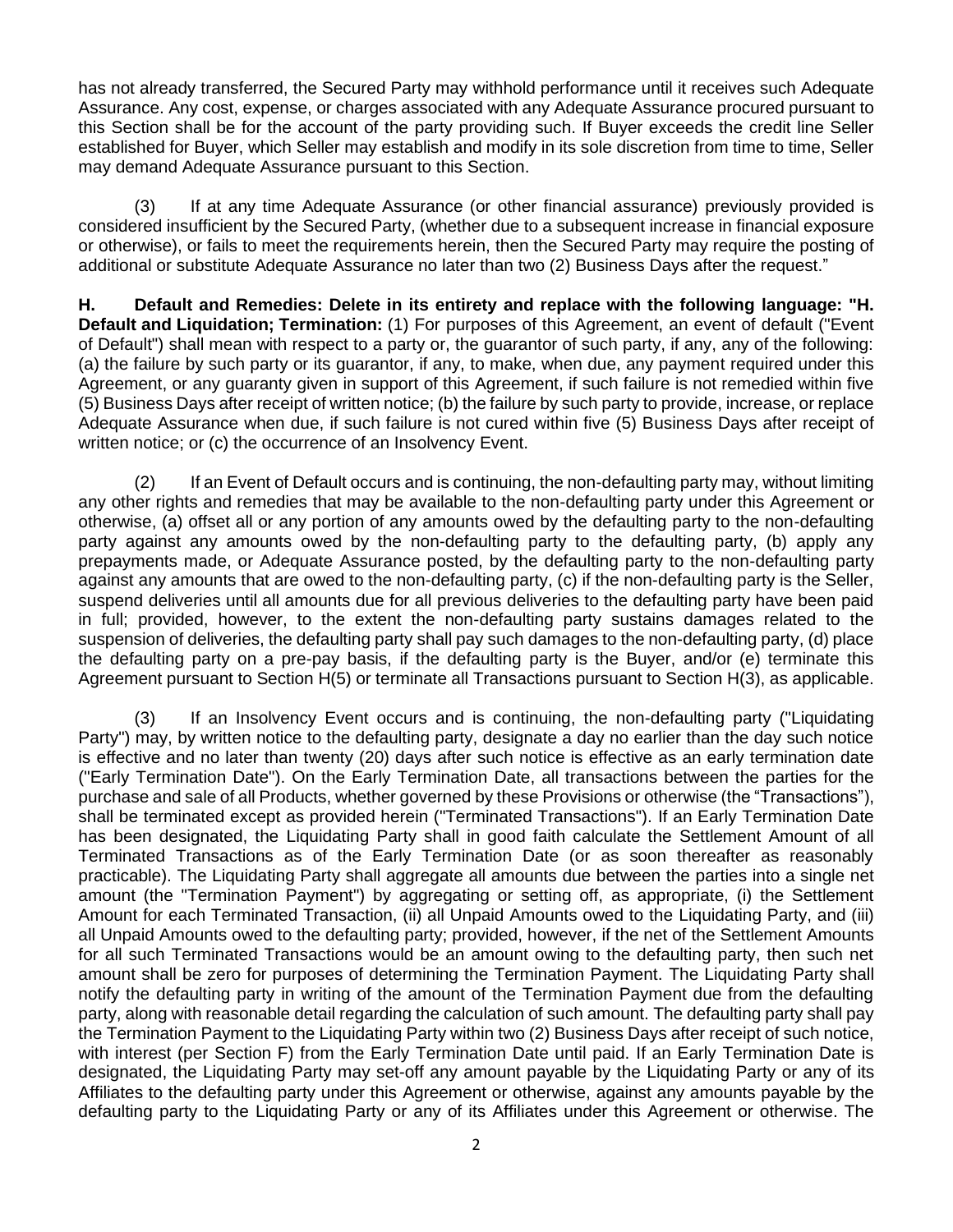has not already transferred, the Secured Party may withhold performance until it receives such Adequate Assurance. Any cost, expense, or charges associated with any Adequate Assurance procured pursuant to this Section shall be for the account of the party providing such. If Buyer exceeds the credit line Seller established for Buyer, which Seller may establish and modify in its sole discretion from time to time, Seller may demand Adequate Assurance pursuant to this Section.

(3) If at any time Adequate Assurance (or other financial assurance) previously provided is considered insufficient by the Secured Party, (whether due to a subsequent increase in financial exposure or otherwise), or fails to meet the requirements herein, then the Secured Party may require the posting of additional or substitute Adequate Assurance no later than two (2) Business Days after the request."

**H. Default and Remedies: Delete in its entirety and replace with the following language: "H. Default and Liquidation; Termination:** (1) For purposes of this Agreement, an event of default ("Event of Default") shall mean with respect to a party or, the guarantor of such party, if any, any of the following: (a) the failure by such party or its guarantor, if any, to make, when due, any payment required under this Agreement, or any guaranty given in support of this Agreement, if such failure is not remedied within five (5) Business Days after receipt of written notice; (b) the failure by such party to provide, increase, or replace Adequate Assurance when due, if such failure is not cured within five (5) Business Days after receipt of written notice; or (c) the occurrence of an Insolvency Event.

(2) If an Event of Default occurs and is continuing, the non-defaulting party may, without limiting any other rights and remedies that may be available to the non-defaulting party under this Agreement or otherwise, (a) offset all or any portion of any amounts owed by the defaulting party to the non-defaulting party against any amounts owed by the non-defaulting party to the defaulting party, (b) apply any prepayments made, or Adequate Assurance posted, by the defaulting party to the non-defaulting party against any amounts that are owed to the non-defaulting party, (c) if the non-defaulting party is the Seller, suspend deliveries until all amounts due for all previous deliveries to the defaulting party have been paid in full; provided, however, to the extent the non-defaulting party sustains damages related to the suspension of deliveries, the defaulting party shall pay such damages to the non-defaulting party, (d) place the defaulting party on a pre-pay basis, if the defaulting party is the Buyer, and/or (e) terminate this Agreement pursuant to Section H(5) or terminate all Transactions pursuant to Section H(3), as applicable.

(3) If an Insolvency Event occurs and is continuing, the non-defaulting party ("Liquidating Party") may, by written notice to the defaulting party, designate a day no earlier than the day such notice is effective and no later than twenty (20) days after such notice is effective as an early termination date ("Early Termination Date"). On the Early Termination Date, all transactions between the parties for the purchase and sale of all Products, whether governed by these Provisions or otherwise (the "Transactions"), shall be terminated except as provided herein ("Terminated Transactions"). If an Early Termination Date has been designated, the Liquidating Party shall in good faith calculate the Settlement Amount of all Terminated Transactions as of the Early Termination Date (or as soon thereafter as reasonably practicable). The Liquidating Party shall aggregate all amounts due between the parties into a single net amount (the "Termination Payment") by aggregating or setting off, as appropriate, (i) the Settlement Amount for each Terminated Transaction, (ii) all Unpaid Amounts owed to the Liquidating Party, and (iii) all Unpaid Amounts owed to the defaulting party; provided, however, if the net of the Settlement Amounts for all such Terminated Transactions would be an amount owing to the defaulting party, then such net amount shall be zero for purposes of determining the Termination Payment. The Liquidating Party shall notify the defaulting party in writing of the amount of the Termination Payment due from the defaulting party, along with reasonable detail regarding the calculation of such amount. The defaulting party shall pay the Termination Payment to the Liquidating Party within two (2) Business Days after receipt of such notice, with interest (per Section F) from the Early Termination Date until paid. If an Early Termination Date is designated, the Liquidating Party may set-off any amount payable by the Liquidating Party or any of its Affiliates to the defaulting party under this Agreement or otherwise, against any amounts payable by the defaulting party to the Liquidating Party or any of its Affiliates under this Agreement or otherwise. The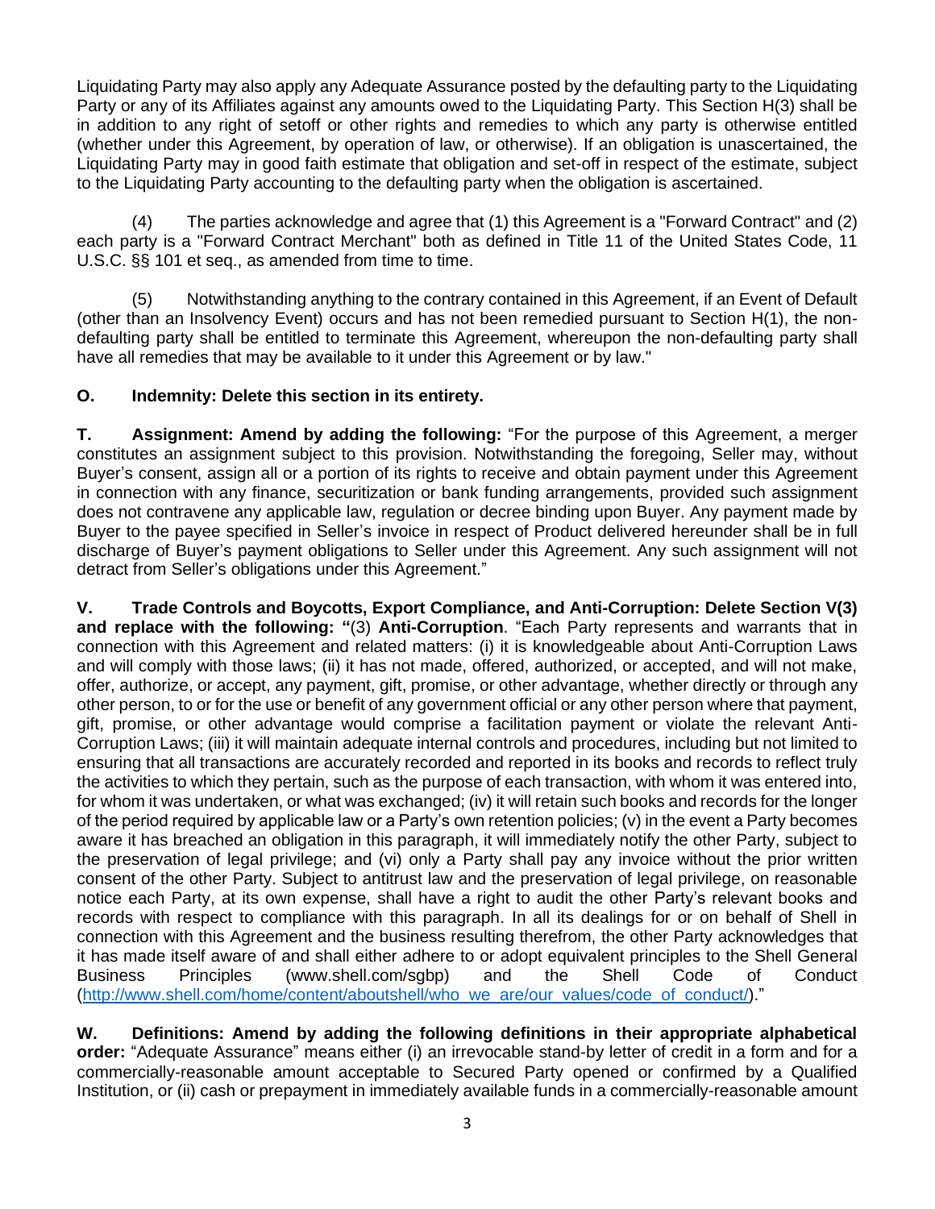Liquidating Party may also apply any Adequate Assurance posted by the defaulting party to the Liquidating Party or any of its Affiliates against any amounts owed to the Liquidating Party. This Section H(3) shall be in addition to any right of setoff or other rights and remedies to which any party is otherwise entitled (whether under this Agreement, by operation of law, or otherwise). If an obligation is unascertained, the Liquidating Party may in good faith estimate that obligation and set-off in respect of the estimate, subject to the Liquidating Party accounting to the defaulting party when the obligation is ascertained.

(4) The parties acknowledge and agree that (1) this Agreement is a "Forward Contract" and (2) each party is a "Forward Contract Merchant" both as defined in Title 11 of the United States Code, 11 U.S.C. §§ 101 et seq., as amended from time to time.

(5) Notwithstanding anything to the contrary contained in this Agreement, if an Event of Default (other than an Insolvency Event) occurs and has not been remedied pursuant to Section H(1), the non-defaulting party shall be entitled to terminate this Agreement, whereupon the non-defaulting party shall have all remedies that may be available to it under this Agreement or by law."

**O. Indemnity: Delete this section in its entirety.**

**T. Assignment: Amend by adding the following:** "For the purpose of this Agreement, a merger constitutes an assignment subject to this provision. Notwithstanding the foregoing, Seller may, without Buyer's consent, assign all or a portion of its rights to receive and obtain payment under this Agreement in connection with any finance, securitization or bank funding arrangements, provided such assignment does not contravene any applicable law, regulation or decree binding upon Buyer. Any payment made by Buyer to the payee specified in Seller's invoice in respect of Product delivered hereunder shall be in full discharge of Buyer's payment obligations to Seller under this Agreement. Any such assignment will not detract from Seller's obligations under this Agreement."

**V. Trade Controls and Boycotts, Export Compliance, and Anti-Corruption: Delete Section V(3) and replace with the following: "**(3) **Anti-Corruption**. "Each Party represents and warrants that in connection with this Agreement and related matters: (i) it is knowledgeable about Anti-Corruption Laws and will comply with those laws; (ii) it has not made, offered, authorized, or accepted, and will not make, offer, authorize, or accept, any payment, gift, promise, or other advantage, whether directly or through any other person, to or for the use or benefit of any government official or any other person where that payment, gift, promise, or other advantage would comprise a facilitation payment or violate the relevant Anti-Corruption Laws; (iii) it will maintain adequate internal controls and procedures, including but not limited to ensuring that all transactions are accurately recorded and reported in its books and records to reflect truly the activities to which they pertain, such as the purpose of each transaction, with whom it was entered into, for whom it was undertaken, or what was exchanged; (iv) it will retain such books and records for the longer of the period required by applicable law or a Party's own retention policies; (v) in the event a Party becomes aware it has breached an obligation in this paragraph, it will immediately notify the other Party, subject to the preservation of legal privilege; and (vi) only a Party shall pay any invoice without the prior written consent of the other Party. Subject to antitrust law and the preservation of legal privilege, on reasonable notice each Party, at its own expense, shall have a right to audit the other Party's relevant books and records with respect to compliance with this paragraph. In all its dealings for or on behalf of Shell in connection with this Agreement and the business resulting therefrom, the other Party acknowledges that it has made itself aware of and shall either adhere to or adopt equivalent principles to the Shell General Business Principles (www.shell.com/sgbp) and the Shell Code of Conduct (http://www.shell.com/home/content/aboutshell/who_we_are/our_values/code_of_conduct/)."

**W. Definitions: Amend by adding the following definitions in their appropriate alphabetical order:** "Adequate Assurance" means either (i) an irrevocable stand-by letter of credit in a form and for a commercially-reasonable amount acceptable to Secured Party opened or confirmed by a Qualified Institution, or (ii) cash or prepayment in immediately available funds in a commercially-reasonable amount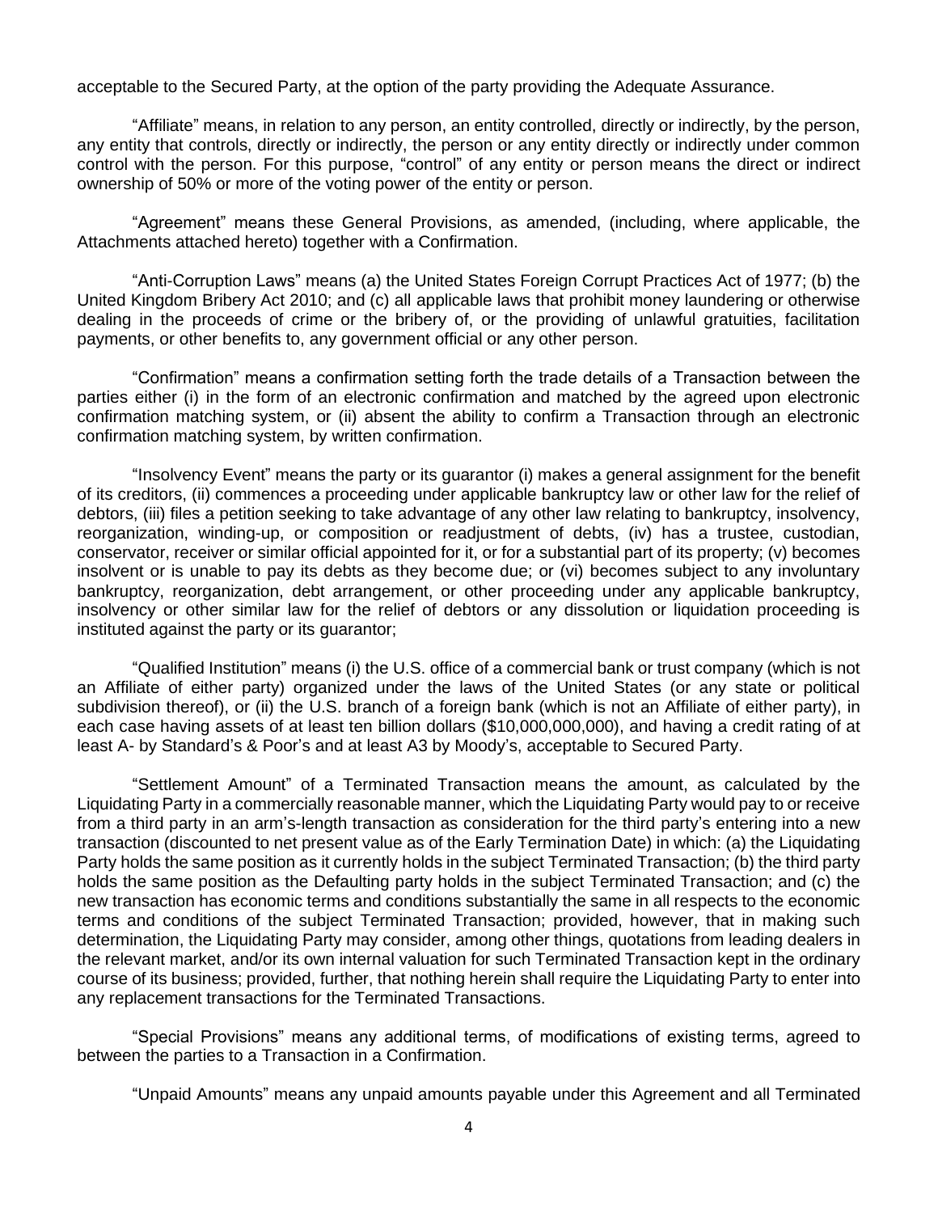acceptable to the Secured Party, at the option of the party providing the Adequate Assurance.

"Affiliate" means, in relation to any person, an entity controlled, directly or indirectly, by the person, any entity that controls, directly or indirectly, the person or any entity directly or indirectly under common control with the person. For this purpose, "control" of any entity or person means the direct or indirect ownership of 50% or more of the voting power of the entity or person.

"Agreement" means these General Provisions, as amended, (including, where applicable, the Attachments attached hereto) together with a Confirmation.

"Anti-Corruption Laws" means (a) the United States Foreign Corrupt Practices Act of 1977; (b) the United Kingdom Bribery Act 2010; and (c) all applicable laws that prohibit money laundering or otherwise dealing in the proceeds of crime or the bribery of, or the providing of unlawful gratuities, facilitation payments, or other benefits to, any government official or any other person.

"Confirmation" means a confirmation setting forth the trade details of a Transaction between the parties either (i) in the form of an electronic confirmation and matched by the agreed upon electronic confirmation matching system, or (ii) absent the ability to confirm a Transaction through an electronic confirmation matching system, by written confirmation.

"Insolvency Event" means the party or its guarantor (i) makes a general assignment for the benefit of its creditors, (ii) commences a proceeding under applicable bankruptcy law or other law for the relief of debtors, (iii) files a petition seeking to take advantage of any other law relating to bankruptcy, insolvency, reorganization, winding-up, or composition or readjustment of debts, (iv) has a trustee, custodian, conservator, receiver or similar official appointed for it, or for a substantial part of its property; (v) becomes insolvent or is unable to pay its debts as they become due; or (vi) becomes subject to any involuntary bankruptcy, reorganization, debt arrangement, or other proceeding under any applicable bankruptcy, insolvency or other similar law for the relief of debtors or any dissolution or liquidation proceeding is instituted against the party or its guarantor;

"Qualified Institution" means (i) the U.S. office of a commercial bank or trust company (which is not an Affiliate of either party) organized under the laws of the United States (or any state or political subdivision thereof), or (ii) the U.S. branch of a foreign bank (which is not an Affiliate of either party), in each case having assets of at least ten billion dollars ($10,000,000,000), and having a credit rating of at least A- by Standard's & Poor's and at least A3 by Moody's, acceptable to Secured Party.

"Settlement Amount" of a Terminated Transaction means the amount, as calculated by the Liquidating Party in a commercially reasonable manner, which the Liquidating Party would pay to or receive from a third party in an arm's-length transaction as consideration for the third party's entering into a new transaction (discounted to net present value as of the Early Termination Date) in which: (a) the Liquidating Party holds the same position as it currently holds in the subject Terminated Transaction; (b) the third party holds the same position as the Defaulting party holds in the subject Terminated Transaction; and (c) the new transaction has economic terms and conditions substantially the same in all respects to the economic terms and conditions of the subject Terminated Transaction; provided, however, that in making such determination, the Liquidating Party may consider, among other things, quotations from leading dealers in the relevant market, and/or its own internal valuation for such Terminated Transaction kept in the ordinary course of its business; provided, further, that nothing herein shall require the Liquidating Party to enter into any replacement transactions for the Terminated Transactions.

"Special Provisions" means any additional terms, of modifications of existing terms, agreed to between the parties to a Transaction in a Confirmation.

"Unpaid Amounts" means any unpaid amounts payable under this Agreement and all Terminated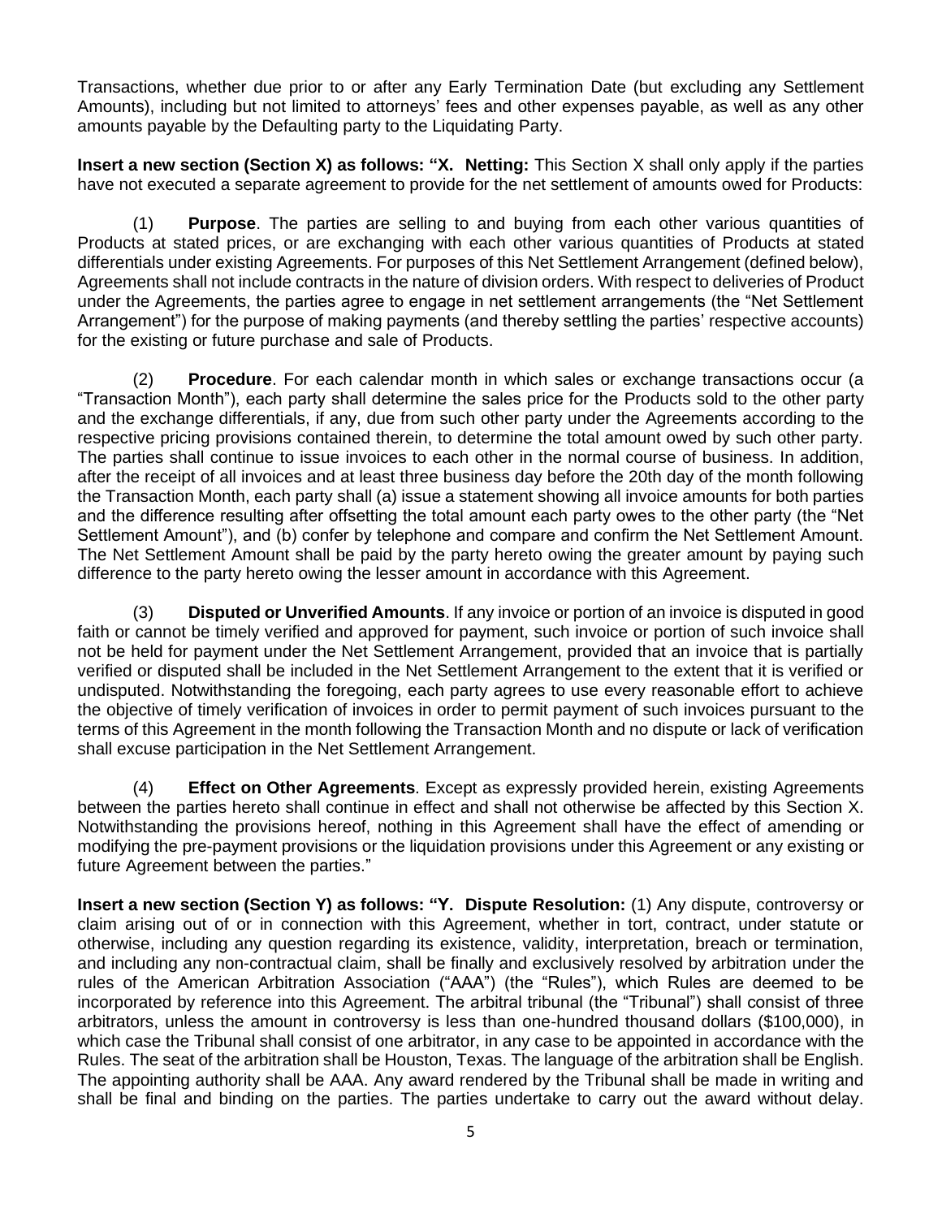Transactions, whether due prior to or after any Early Termination Date (but excluding any Settlement Amounts), including but not limited to attorneys' fees and other expenses payable, as well as any other amounts payable by the Defaulting party to the Liquidating Party.

**Insert a new section (Section X) as follows: "X. Netting:** This Section X shall only apply if the parties have not executed a separate agreement to provide for the net settlement of amounts owed for Products:

(1) **Purpose**. The parties are selling to and buying from each other various quantities of Products at stated prices, or are exchanging with each other various quantities of Products at stated differentials under existing Agreements. For purposes of this Net Settlement Arrangement (defined below), Agreements shall not include contracts in the nature of division orders. With respect to deliveries of Product under the Agreements, the parties agree to engage in net settlement arrangements (the "Net Settlement Arrangement") for the purpose of making payments (and thereby settling the parties' respective accounts) for the existing or future purchase and sale of Products.

(2) **Procedure**. For each calendar month in which sales or exchange transactions occur (a "Transaction Month"), each party shall determine the sales price for the Products sold to the other party and the exchange differentials, if any, due from such other party under the Agreements according to the respective pricing provisions contained therein, to determine the total amount owed by such other party. The parties shall continue to issue invoices to each other in the normal course of business. In addition, after the receipt of all invoices and at least three business day before the 20th day of the month following the Transaction Month, each party shall (a) issue a statement showing all invoice amounts for both parties and the difference resulting after offsetting the total amount each party owes to the other party (the "Net Settlement Amount"), and (b) confer by telephone and compare and confirm the Net Settlement Amount. The Net Settlement Amount shall be paid by the party hereto owing the greater amount by paying such difference to the party hereto owing the lesser amount in accordance with this Agreement.

(3) **Disputed or Unverified Amounts**. If any invoice or portion of an invoice is disputed in good faith or cannot be timely verified and approved for payment, such invoice or portion of such invoice shall not be held for payment under the Net Settlement Arrangement, provided that an invoice that is partially verified or disputed shall be included in the Net Settlement Arrangement to the extent that it is verified or undisputed. Notwithstanding the foregoing, each party agrees to use every reasonable effort to achieve the objective of timely verification of invoices in order to permit payment of such invoices pursuant to the terms of this Agreement in the month following the Transaction Month and no dispute or lack of verification shall excuse participation in the Net Settlement Arrangement.

(4) **Effect on Other Agreements**. Except as expressly provided herein, existing Agreements between the parties hereto shall continue in effect and shall not otherwise be affected by this Section X. Notwithstanding the provisions hereof, nothing in this Agreement shall have the effect of amending or modifying the pre-payment provisions or the liquidation provisions under this Agreement or any existing or future Agreement between the parties."

**Insert a new section (Section Y) as follows: "Y. Dispute Resolution:** (1) Any dispute, controversy or claim arising out of or in connection with this Agreement, whether in tort, contract, under statute or otherwise, including any question regarding its existence, validity, interpretation, breach or termination, and including any non-contractual claim, shall be finally and exclusively resolved by arbitration under the rules of the American Arbitration Association ("AAA") (the "Rules"), which Rules are deemed to be incorporated by reference into this Agreement. The arbitral tribunal (the "Tribunal") shall consist of three arbitrators, unless the amount in controversy is less than one-hundred thousand dollars ($100,000), in which case the Tribunal shall consist of one arbitrator, in any case to be appointed in accordance with the Rules. The seat of the arbitration shall be Houston, Texas. The language of the arbitration shall be English. The appointing authority shall be AAA. Any award rendered by the Tribunal shall be made in writing and shall be final and binding on the parties. The parties undertake to carry out the award without delay.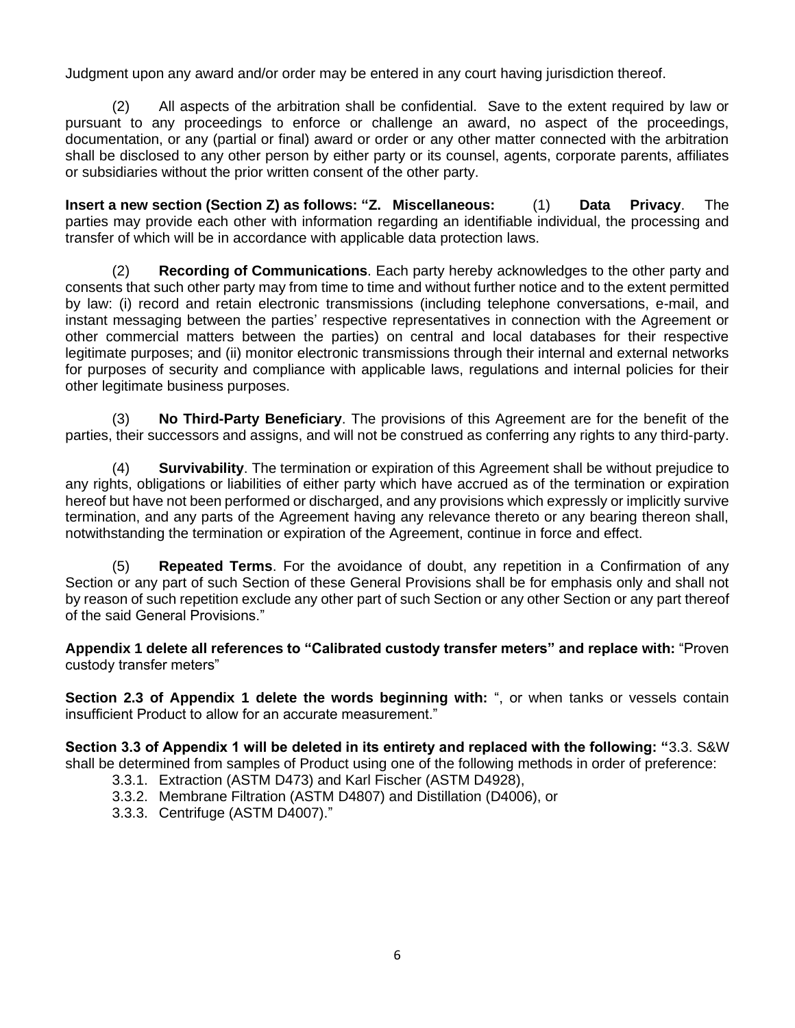Judgment upon any award and/or order may be entered in any court having jurisdiction thereof.

(2) All aspects of the arbitration shall be confidential. Save to the extent required by law or pursuant to any proceedings to enforce or challenge an award, no aspect of the proceedings, documentation, or any (partial or final) award or order or any other matter connected with the arbitration shall be disclosed to any other person by either party or its counsel, agents, corporate parents, affiliates or subsidiaries without the prior written consent of the other party.

**Insert a new section (Section Z) as follows: "Z. Miscellaneous:** (1) **Data Privacy**. The parties may provide each other with information regarding an identifiable individual, the processing and transfer of which will be in accordance with applicable data protection laws.

(2) **Recording of Communications**. Each party hereby acknowledges to the other party and consents that such other party may from time to time and without further notice and to the extent permitted by law: (i) record and retain electronic transmissions (including telephone conversations, e-mail, and instant messaging between the parties' respective representatives in connection with the Agreement or other commercial matters between the parties) on central and local databases for their respective legitimate purposes; and (ii) monitor electronic transmissions through their internal and external networks for purposes of security and compliance with applicable laws, regulations and internal policies for their other legitimate business purposes.

(3) **No Third-Party Beneficiary**. The provisions of this Agreement are for the benefit of the parties, their successors and assigns, and will not be construed as conferring any rights to any third-party.

(4) **Survivability**. The termination or expiration of this Agreement shall be without prejudice to any rights, obligations or liabilities of either party which have accrued as of the termination or expiration hereof but have not been performed or discharged, and any provisions which expressly or implicitly survive termination, and any parts of the Agreement having any relevance thereto or any bearing thereon shall, notwithstanding the termination or expiration of the Agreement, continue in force and effect.

(5) **Repeated Terms**. For the avoidance of doubt, any repetition in a Confirmation of any Section or any part of such Section of these General Provisions shall be for emphasis only and shall not by reason of such repetition exclude any other part of such Section or any other Section or any part thereof of the said General Provisions."

**Appendix 1 delete all references to "Calibrated custody transfer meters" and replace with:** "Proven custody transfer meters"

**Section 2.3 of Appendix 1 delete the words beginning with:** ", or when tanks or vessels contain insufficient Product to allow for an accurate measurement."

**Section 3.3 of Appendix 1 will be deleted in its entirety and replaced with the following: "**3.3. S&W shall be determined from samples of Product using one of the following methods in order of preference:

3.3.1. Extraction (ASTM D473) and Karl Fischer (ASTM D4928),

3.3.2. Membrane Filtration (ASTM D4807) and Distillation (D4006), or

3.3.3. Centrifuge (ASTM D4007)."